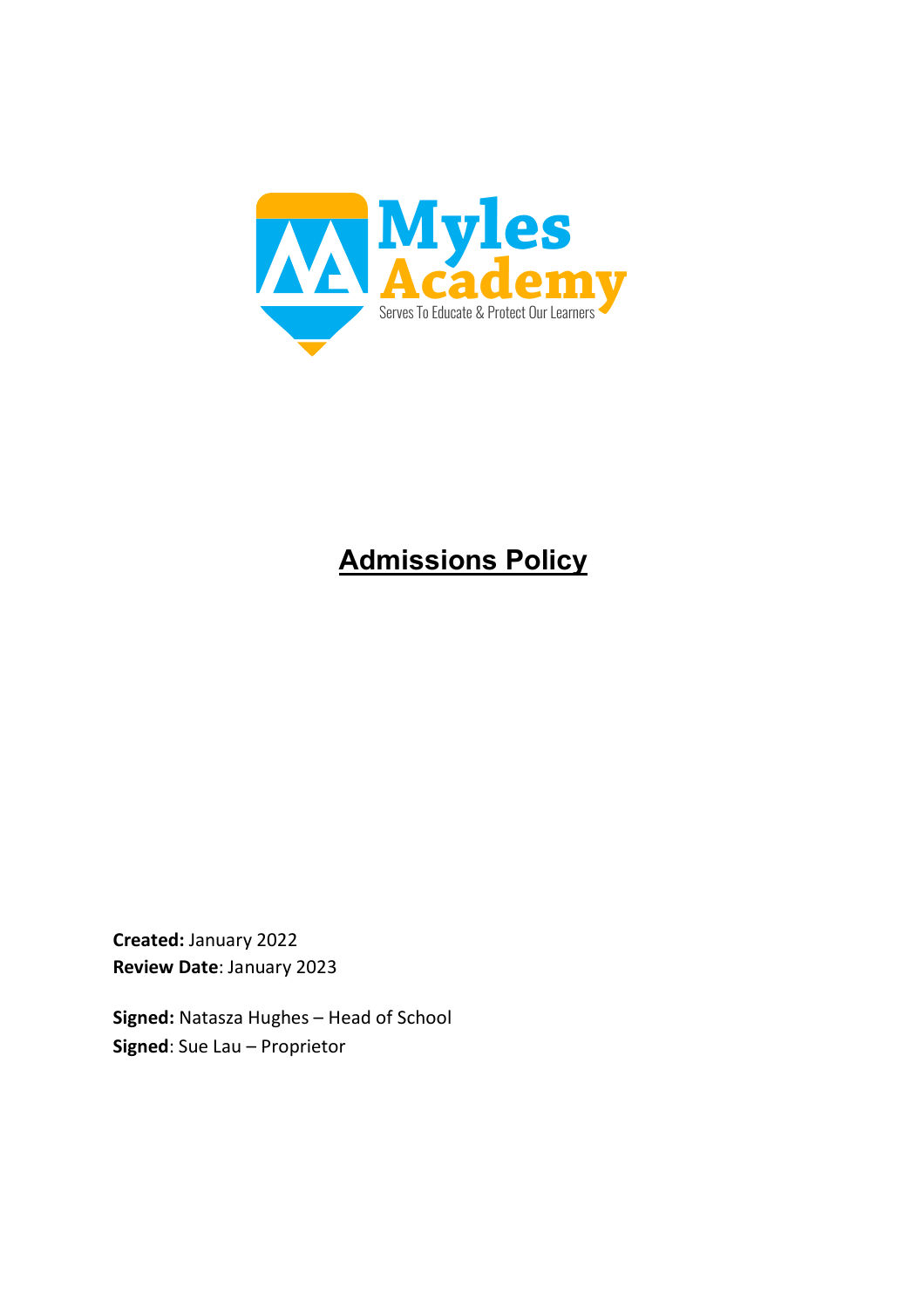Myles Academy

Serves To Educate & Protect Our Learners

# Admissions Policy

**Created:** January 2022
**Review Date**: January 2023

**Signed:** Natasza Hughes – Head of School
**Signed**: Sue Lau – Proprietor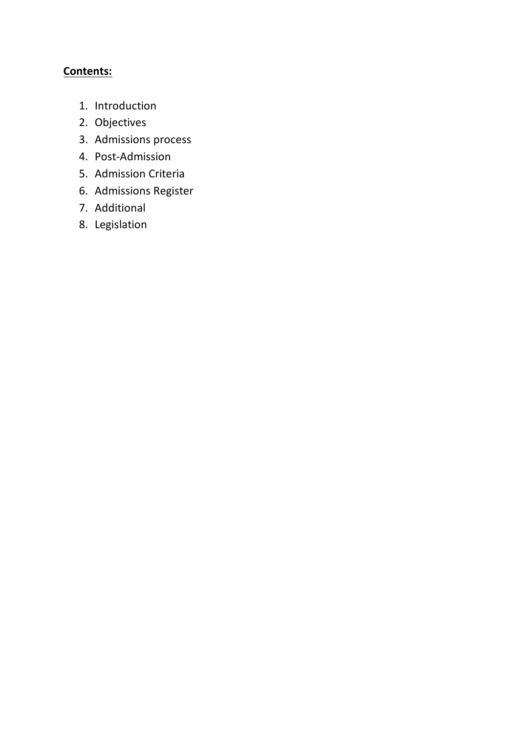**Contents:**

1. Introduction
2. Objectives
3. Admissions process
4. Post-Admission
5. Admission Criteria
6. Admissions Register
7. Additional
8. Legislation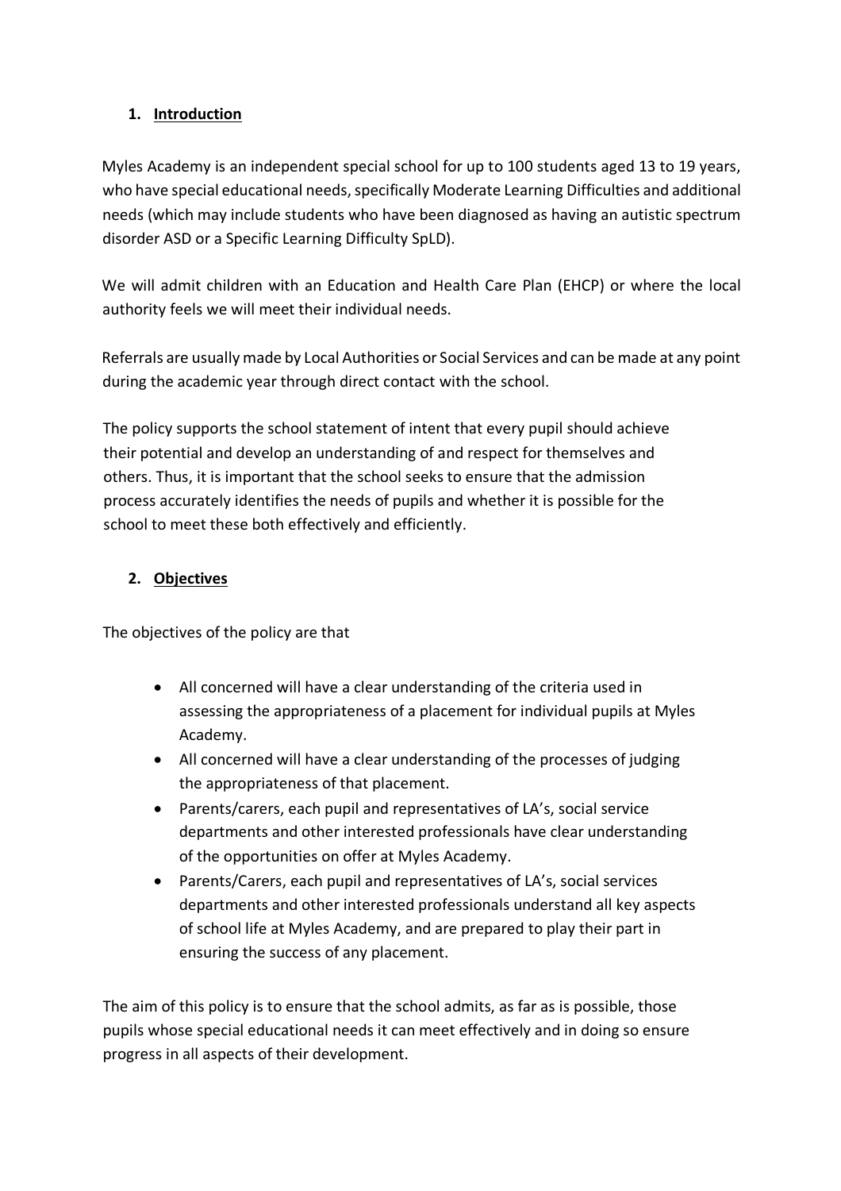## 1. Introduction

Myles Academy is an independent special school for up to 100 students aged 13 to 19 years, who have special educational needs, specifically Moderate Learning Difficulties and additional needs (which may include students who have been diagnosed as having an autistic spectrum disorder ASD or a Specific Learning Difficulty SpLD).

We will admit children with an Education and Health Care Plan (EHCP) or where the local authority feels we will meet their individual needs.

Referrals are usually made by Local Authorities or Social Services and can be made at any point during the academic year through direct contact with the school.

The policy supports the school statement of intent that every pupil should achieve their potential and develop an understanding of and respect for themselves and others. Thus, it is important that the school seeks to ensure that the admission process accurately identifies the needs of pupils and whether it is possible for the school to meet these both effectively and efficiently.

## 2. Objectives

The objectives of the policy are that

- All concerned will have a clear understanding of the criteria used in assessing the appropriateness of a placement for individual pupils at Myles Academy.
- All concerned will have a clear understanding of the processes of judging the appropriateness of that placement.
- Parents/carers, each pupil and representatives of LA's, social service departments and other interested professionals have clear understanding of the opportunities on offer at Myles Academy.
- Parents/Carers, each pupil and representatives of LA's, social services departments and other interested professionals understand all key aspects of school life at Myles Academy, and are prepared to play their part in ensuring the success of any placement.

The aim of this policy is to ensure that the school admits, as far as is possible, those pupils whose special educational needs it can meet effectively and in doing so ensure progress in all aspects of their development.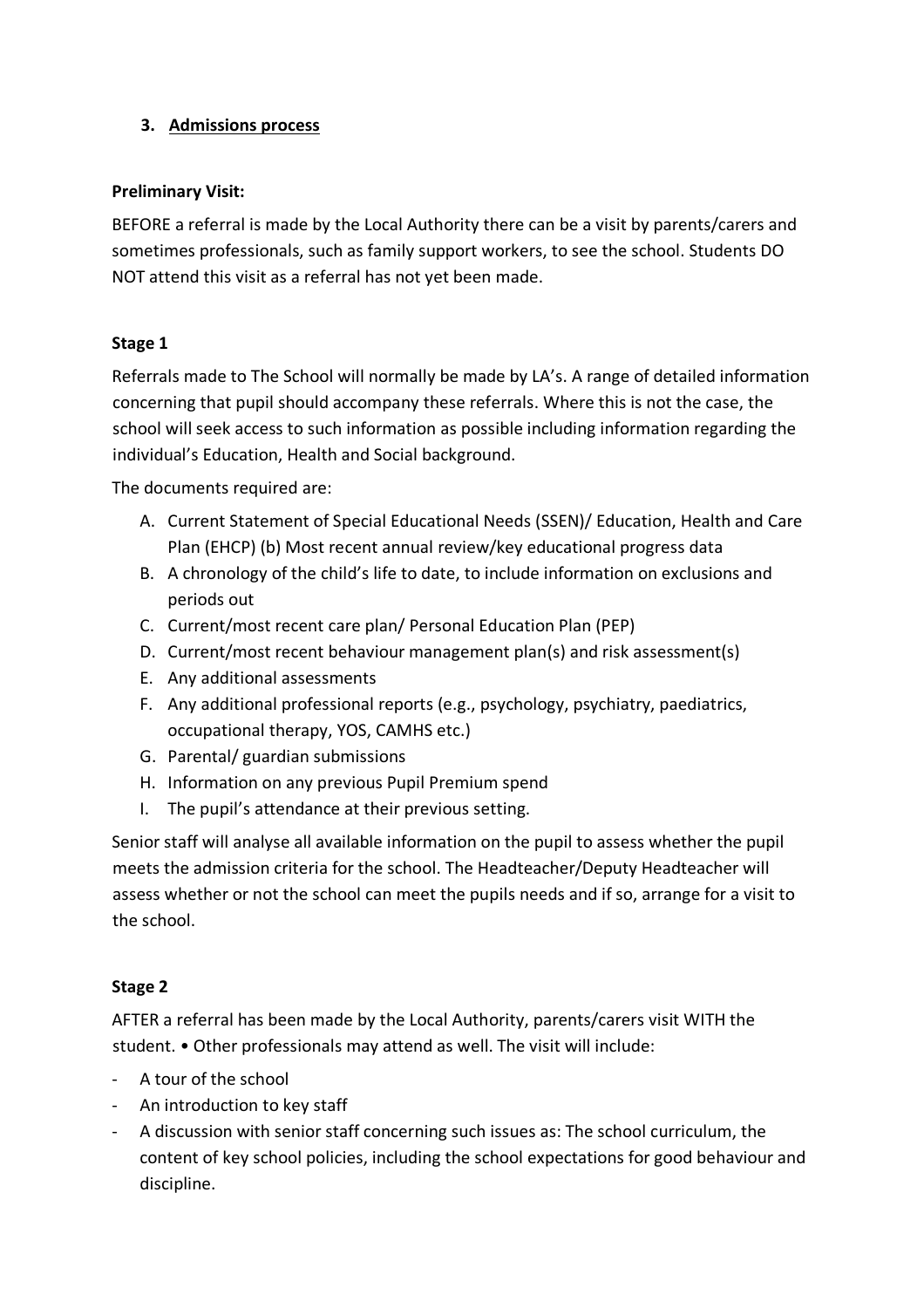### 3. <u>Admissions process</u>

**Preliminary Visit:**

BEFORE a referral is made by the Local Authority there can be a visit by parents/carers and sometimes professionals, such as family support workers, to see the school. Students DO NOT attend this visit as a referral has not yet been made.

**Stage 1**

Referrals made to The School will normally be made by LA's. A range of detailed information concerning that pupil should accompany these referrals. Where this is not the case, the school will seek access to such information as possible including information regarding the individual's Education, Health and Social background.

The documents required are:

A. Current Statement of Special Educational Needs (SSEN)/ Education, Health and Care Plan (EHCP) (b) Most recent annual review/key educational progress data
B. A chronology of the child's life to date, to include information on exclusions and periods out
C. Current/most recent care plan/ Personal Education Plan (PEP)
D. Current/most recent behaviour management plan(s) and risk assessment(s)
E. Any additional assessments
F. Any additional professional reports (e.g., psychology, psychiatry, paediatrics, occupational therapy, YOS, CAMHS etc.)
G. Parental/ guardian submissions
H. Information on any previous Pupil Premium spend
I. The pupil's attendance at their previous setting.

Senior staff will analyse all available information on the pupil to assess whether the pupil meets the admission criteria for the school. The Headteacher/Deputy Headteacher will assess whether or not the school can meet the pupils needs and if so, arrange for a visit to the school.

**Stage 2**

AFTER a referral has been made by the Local Authority, parents/carers visit WITH the student. • Other professionals may attend as well. The visit will include:

- A tour of the school
- An introduction to key staff
- A discussion with senior staff concerning such issues as: The school curriculum, the content of key school policies, including the school expectations for good behaviour and discipline.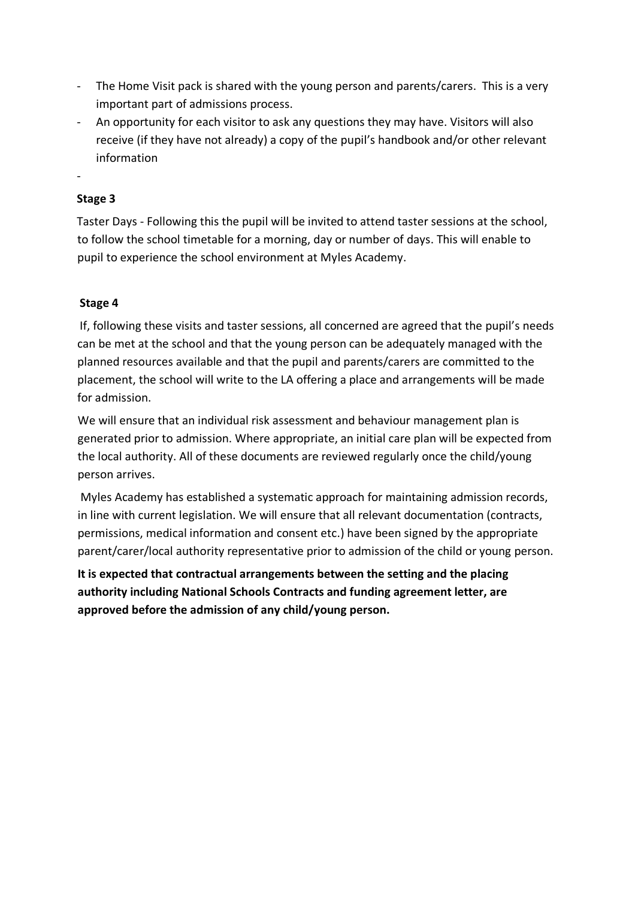- The Home Visit pack is shared with the young person and parents/carers. This is a very important part of admissions process.
- An opportunity for each visitor to ask any questions they may have. Visitors will also receive (if they have not already) a copy of the pupil's handbook and/or other relevant information
- 

**Stage 3**

Taster Days - Following this the pupil will be invited to attend taster sessions at the school, to follow the school timetable for a morning, day or number of days. This will enable to pupil to experience the school environment at Myles Academy.

**Stage 4**

If, following these visits and taster sessions, all concerned are agreed that the pupil's needs can be met at the school and that the young person can be adequately managed with the planned resources available and that the pupil and parents/carers are committed to the placement, the school will write to the LA offering a place and arrangements will be made for admission.

We will ensure that an individual risk assessment and behaviour management plan is generated prior to admission. Where appropriate, an initial care plan will be expected from the local authority. All of these documents are reviewed regularly once the child/young person arrives.

Myles Academy has established a systematic approach for maintaining admission records, in line with current legislation. We will ensure that all relevant documentation (contracts, permissions, medical information and consent etc.) have been signed by the appropriate parent/carer/local authority representative prior to admission of the child or young person.

**It is expected that contractual arrangements between the setting and the placing authority including National Schools Contracts and funding agreement letter, are approved before the admission of any child/young person.**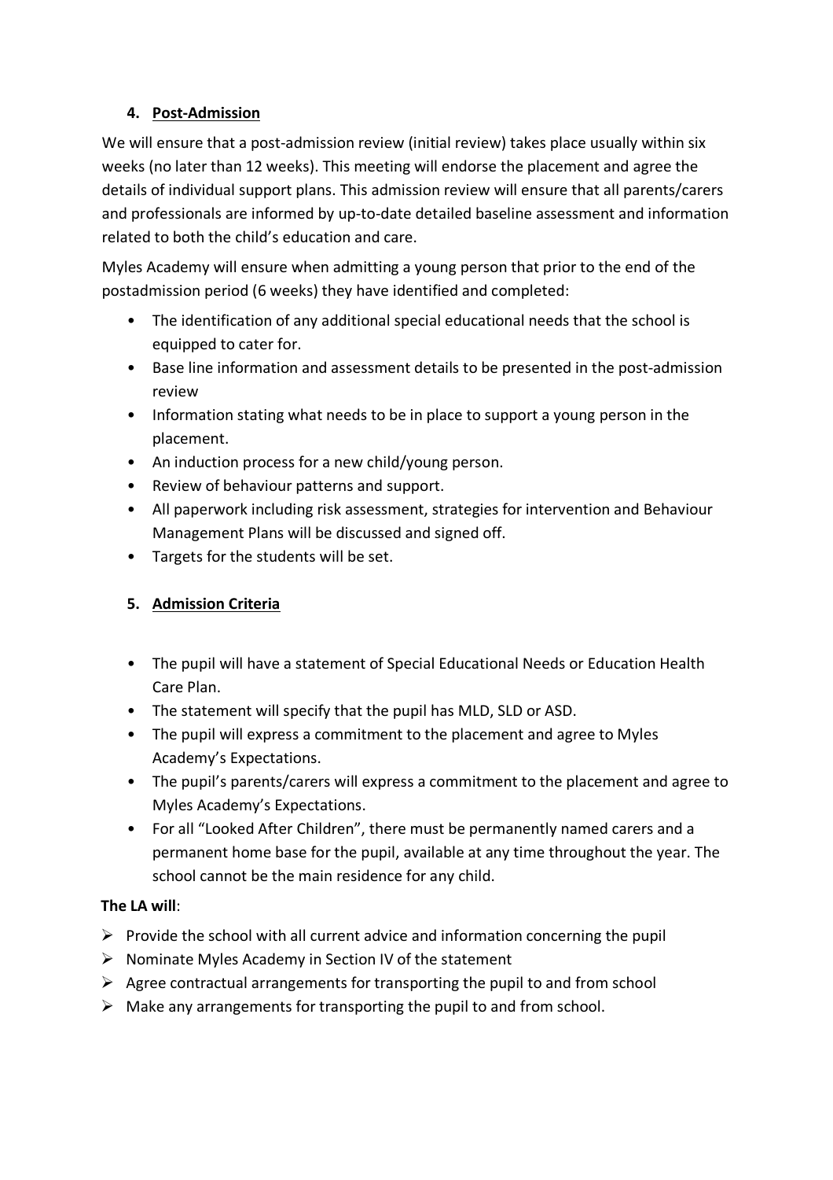## 4. Post-Admission

We will ensure that a post-admission review (initial review) takes place usually within six weeks (no later than 12 weeks). This meeting will endorse the placement and agree the details of individual support plans. This admission review will ensure that all parents/carers and professionals are informed by up-to-date detailed baseline assessment and information related to both the child's education and care.

Myles Academy will ensure when admitting a young person that prior to the end of the postadmission period (6 weeks) they have identified and completed:

- The identification of any additional special educational needs that the school is equipped to cater for.
- Base line information and assessment details to be presented in the post-admission review
- Information stating what needs to be in place to support a young person in the placement.
- An induction process for a new child/young person.
- Review of behaviour patterns and support.
- All paperwork including risk assessment, strategies for intervention and Behaviour Management Plans will be discussed and signed off.
- Targets for the students will be set.

## 5. Admission Criteria

- The pupil will have a statement of Special Educational Needs or Education Health Care Plan.
- The statement will specify that the pupil has MLD, SLD or ASD.
- The pupil will express a commitment to the placement and agree to Myles Academy's Expectations.
- The pupil's parents/carers will express a commitment to the placement and agree to Myles Academy's Expectations.
- For all "Looked After Children", there must be permanently named carers and a permanent home base for the pupil, available at any time throughout the year. The school cannot be the main residence for any child.

**The LA will**:

- Provide the school with all current advice and information concerning the pupil
- Nominate Myles Academy in Section IV of the statement
- Agree contractual arrangements for transporting the pupil to and from school
- Make any arrangements for transporting the pupil to and from school.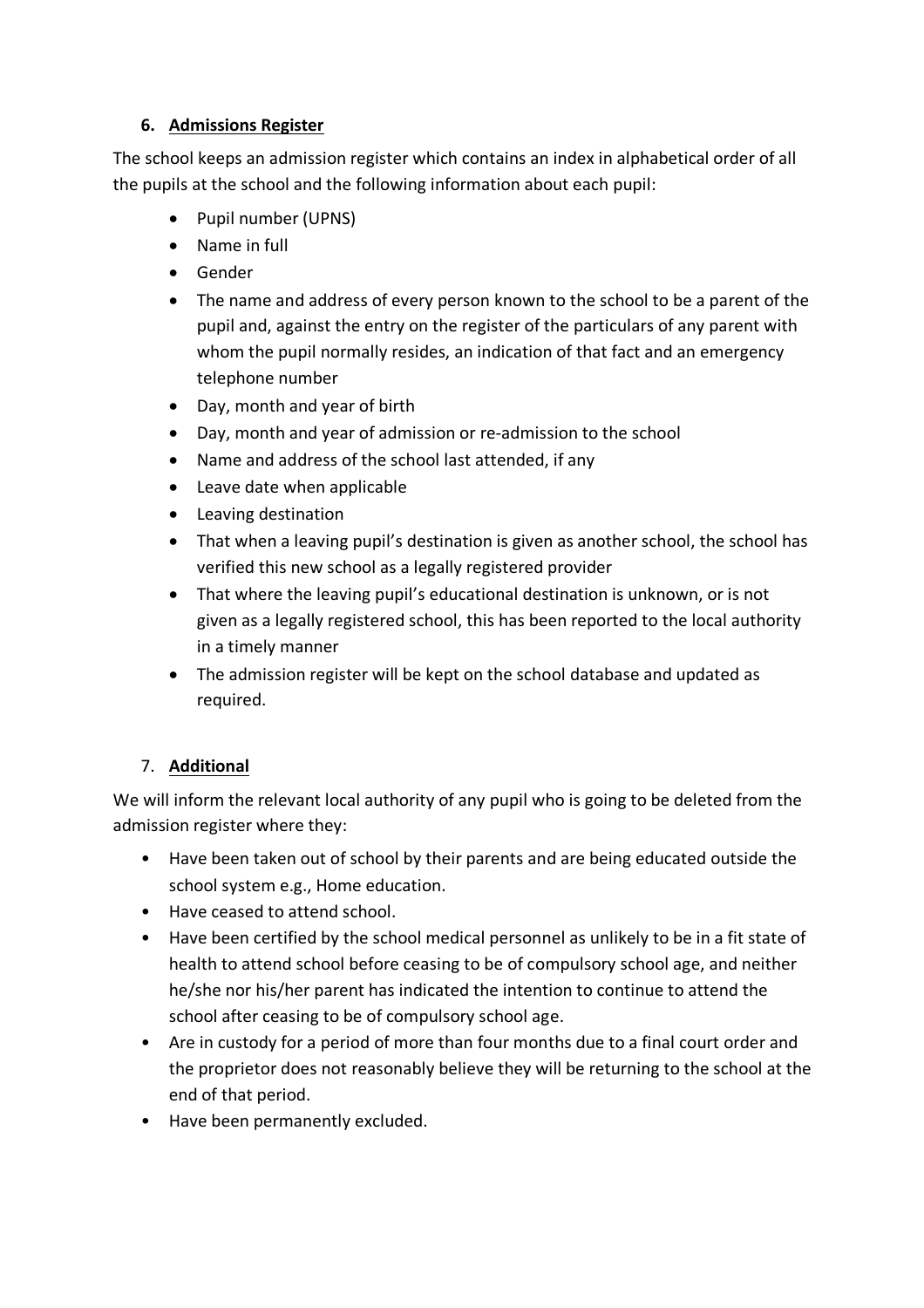## 6. **Admissions Register**

The school keeps an admission register which contains an index in alphabetical order of all the pupils at the school and the following information about each pupil:

- Pupil number (UPNS)
- Name in full
- Gender
- The name and address of every person known to the school to be a parent of the pupil and, against the entry on the register of the particulars of any parent with whom the pupil normally resides, an indication of that fact and an emergency telephone number
- Day, month and year of birth
- Day, month and year of admission or re-admission to the school
- Name and address of the school last attended, if any
- Leave date when applicable
- Leaving destination
- That when a leaving pupil's destination is given as another school, the school has verified this new school as a legally registered provider
- That where the leaving pupil's educational destination is unknown, or is not given as a legally registered school, this has been reported to the local authority in a timely manner
- The admission register will be kept on the school database and updated as required.

## 7. **Additional**

We will inform the relevant local authority of any pupil who is going to be deleted from the admission register where they:

- Have been taken out of school by their parents and are being educated outside the school system e.g., Home education.
- Have ceased to attend school.
- Have been certified by the school medical personnel as unlikely to be in a fit state of health to attend school before ceasing to be of compulsory school age, and neither he/she nor his/her parent has indicated the intention to continue to attend the school after ceasing to be of compulsory school age.
- Are in custody for a period of more than four months due to a final court order and the proprietor does not reasonably believe they will be returning to the school at the end of that period.
- Have been permanently excluded.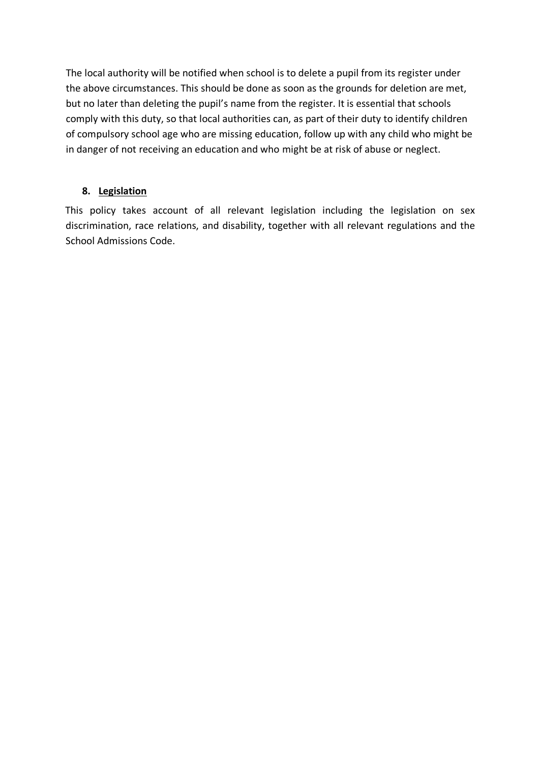The local authority will be notified when school is to delete a pupil from its register under the above circumstances. This should be done as soon as the grounds for deletion are met, but no later than deleting the pupil's name from the register. It is essential that schools comply with this duty, so that local authorities can, as part of their duty to identify children of compulsory school age who are missing education, follow up with any child who might be in danger of not receiving an education and who might be at risk of abuse or neglect.

## 8. Legislation

This policy takes account of all relevant legislation including the legislation on sex discrimination, race relations, and disability, together with all relevant regulations and the School Admissions Code.